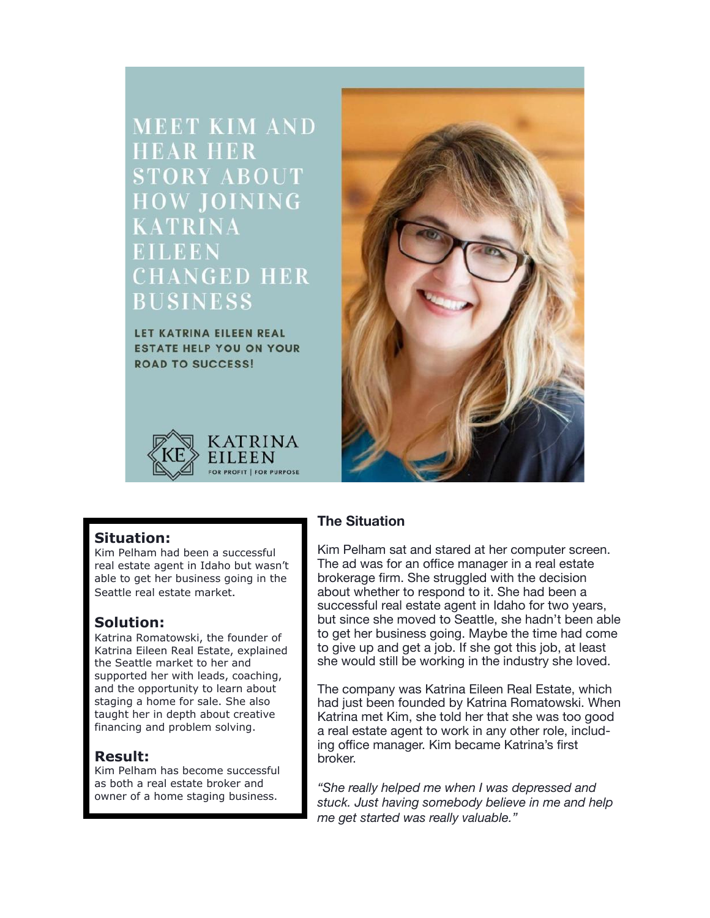# MEET KIM AND HEAR HER STORY ABOUT HOW JOINING KATRINA EILEEN CHANGED HER BUSINESS

**LET KATRINA EILEEN REAL ESTATE HELP YOU ON YOUR ROAD TO SUCCESS!**

KATRINA EILEEN
FOR PROFIT | FOR PURPOSE

### Situation:
Kim Pelham had been a successful real estate agent in Idaho but wasn't able to get her business going in the Seattle real estate market.

### Solution:
Katrina Romatowski, the founder of Katrina Eileen Real Estate, explained the Seattle market to her and supported her with leads, coaching, and the opportunity to learn about staging a home for sale. She also taught her in depth about creative financing and problem solving.

### Result:
Kim Pelham has become successful as both a real estate broker and owner of a home staging business.

## The Situation

Kim Pelham sat and stared at her computer screen. The ad was for an office manager in a real estate brokerage firm. She struggled with the decision about whether to respond to it. She had been a successful real estate agent in Idaho for two years, but since she moved to Seattle, she hadn't been able to get her business going. Maybe the time had come to give up and get a job. If she got this job, at least she would still be working in the industry she loved.

The company was Katrina Eileen Real Estate, which had just been founded by Katrina Romatowski. When Katrina met Kim, she told her that she was too good a real estate agent to work in any other role, including office manager. Kim became Katrina's first broker.

*"She really helped me when I was depressed and stuck. Just having somebody believe in me and help me get started was really valuable."*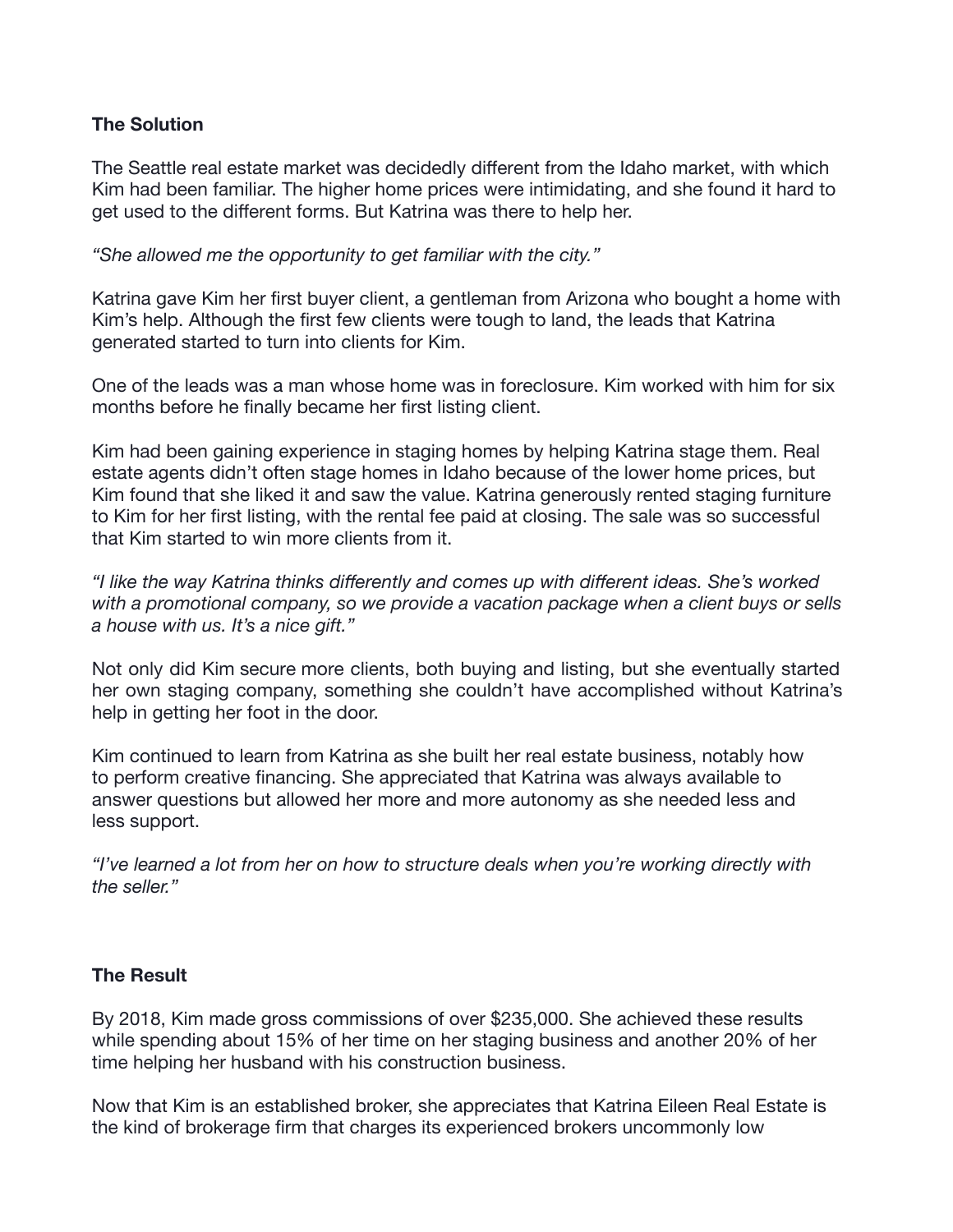### The Solution

The Seattle real estate market was decidedly different from the Idaho market, with which Kim had been familiar. The higher home prices were intimidating, and she found it hard to get used to the different forms. But Katrina was there to help her.

*"She allowed me the opportunity to get familiar with the city."*

Katrina gave Kim her first buyer client, a gentleman from Arizona who bought a home with Kim's help. Although the first few clients were tough to land, the leads that Katrina generated started to turn into clients for Kim.

One of the leads was a man whose home was in foreclosure. Kim worked with him for six months before he finally became her first listing client.

Kim had been gaining experience in staging homes by helping Katrina stage them. Real estate agents didn't often stage homes in Idaho because of the lower home prices, but Kim found that she liked it and saw the value. Katrina generously rented staging furniture to Kim for her first listing, with the rental fee paid at closing. The sale was so successful that Kim started to win more clients from it.

*"I like the way Katrina thinks differently and comes up with different ideas. She's worked with a promotional company, so we provide a vacation package when a client buys or sells a house with us. It's a nice gift."*

Not only did Kim secure more clients, both buying and listing, but she eventually started her own staging company, something she couldn't have accomplished without Katrina's help in getting her foot in the door.

Kim continued to learn from Katrina as she built her real estate business, notably how to perform creative financing. She appreciated that Katrina was always available to answer questions but allowed her more and more autonomy as she needed less and less support.

*"I've learned a lot from her on how to structure deals when you're working directly with the seller."*

### The Result

By 2018, Kim made gross commissions of over $235,000. She achieved these results while spending about 15% of her time on her staging business and another 20% of her time helping her husband with his construction business.

Now that Kim is an established broker, she appreciates that Katrina Eileen Real Estate is the kind of brokerage firm that charges its experienced brokers uncommonly low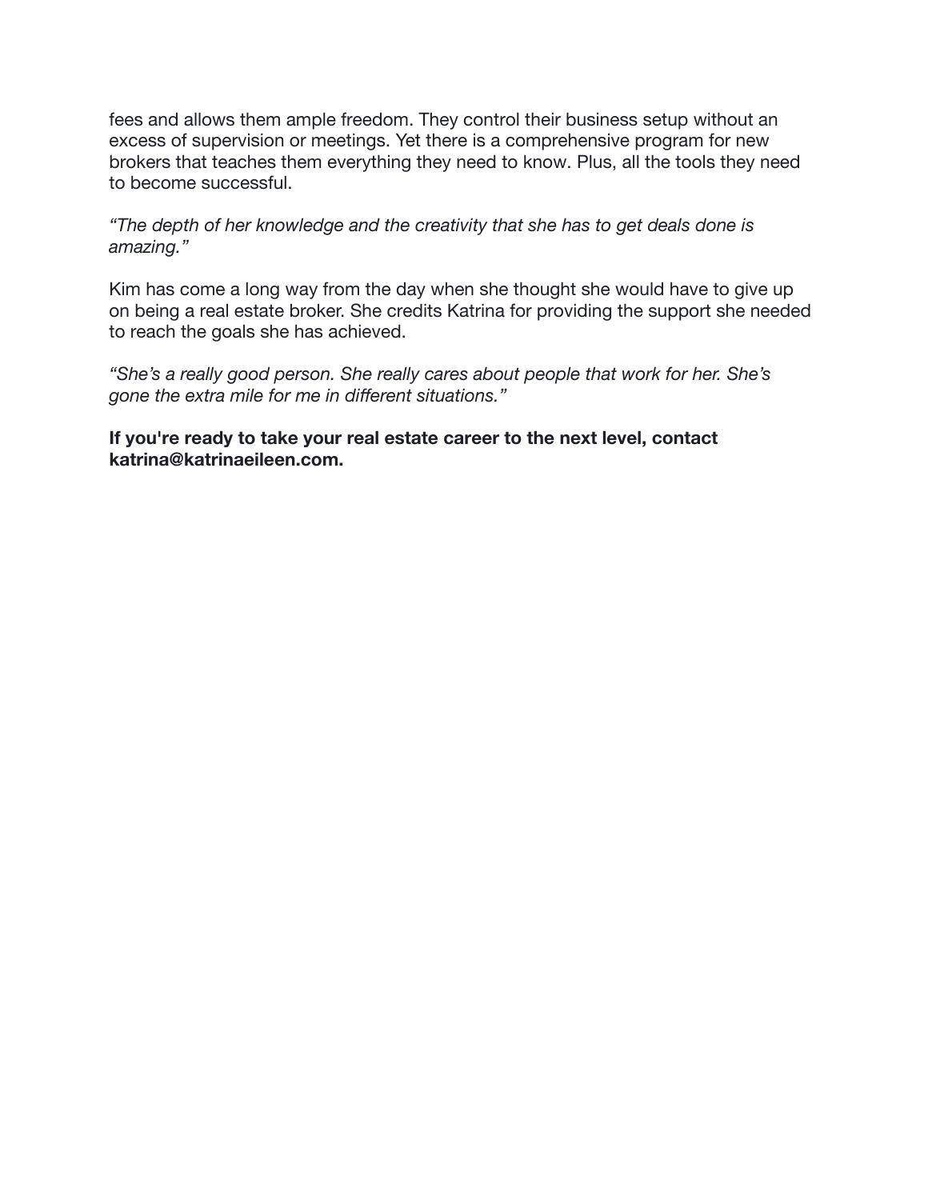fees and allows them ample freedom. They control their business setup without an excess of supervision or meetings. Yet there is a comprehensive program for new brokers that teaches them everything they need to know. Plus, all the tools they need to become successful.

*“The depth of her knowledge and the creativity that she has to get deals done is amazing.”*

Kim has come a long way from the day when she thought she would have to give up on being a real estate broker. She credits Katrina for providing the support she needed to reach the goals she has achieved.

*“She’s a really good person. She really cares about people that work for her. She’s gone the extra mile for me in different situations.”*

**If you're ready to take your real estate career to the next level, contact katrina@katrinaeileen.com.**